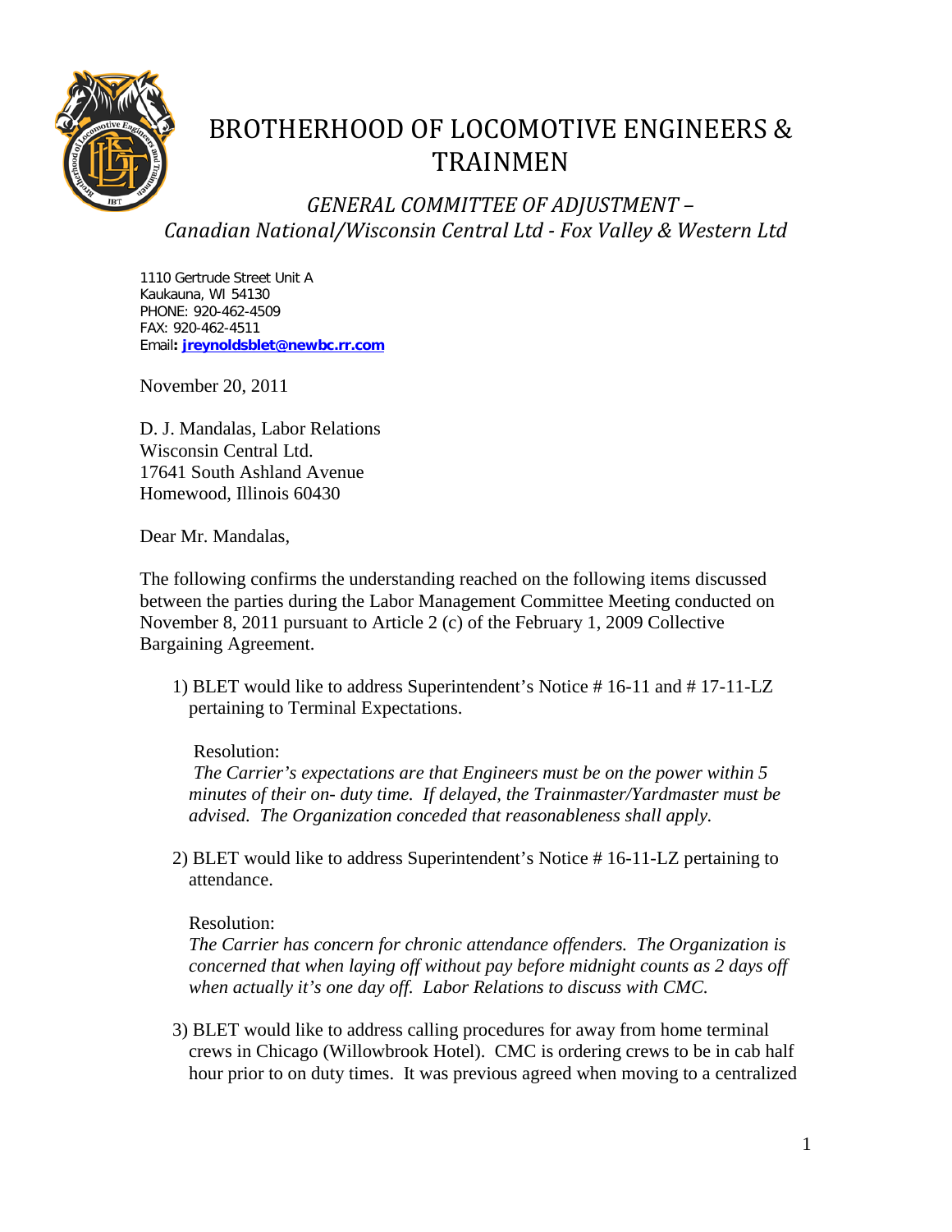# BROTHERHOOD OF LOCOMOTIVE ENGINEERS & TRAINMEN

## *GENERAL COMMITTEE OF ADJUSTMENT – Canadian National/Wisconsin Central Ltd - Fox Valley & Western Ltd*

1110 Gertrude Street Unit A
Kaukauna, WI 54130
PHONE: 920-462-4509
FAX: 920-462-4511
Email**: jreynoldsblet@newbc.rr.com**

November 20, 2011

D. J. Mandalas, Labor Relations
Wisconsin Central Ltd.
17641 South Ashland Avenue
Homewood, Illinois 60430

Dear Mr. Mandalas,

The following confirms the understanding reached on the following items discussed between the parties during the Labor Management Committee Meeting conducted on November 8, 2011 pursuant to Article 2 (c) of the February 1, 2009 Collective Bargaining Agreement.

1) BLET would like to address Superintendent's Notice # 16-11 and # 17-11-LZ pertaining to Terminal Expectations.

   Resolution:
   *The Carrier's expectations are that Engineers must be on the power within 5 minutes of their on- duty time. If delayed, the Trainmaster/Yardmaster must be advised. The Organization conceded that reasonableness shall apply.*

2) BLET would like to address Superintendent's Notice # 16-11-LZ pertaining to attendance.

   Resolution:
   *The Carrier has concern for chronic attendance offenders. The Organization is concerned that when laying off without pay before midnight counts as 2 days off when actually it's one day off. Labor Relations to discuss with CMC.*

3) BLET would like to address calling procedures for away from home terminal crews in Chicago (Willowbrook Hotel). CMC is ordering crews to be in cab half hour prior to on duty times. It was previous agreed when moving to a centralized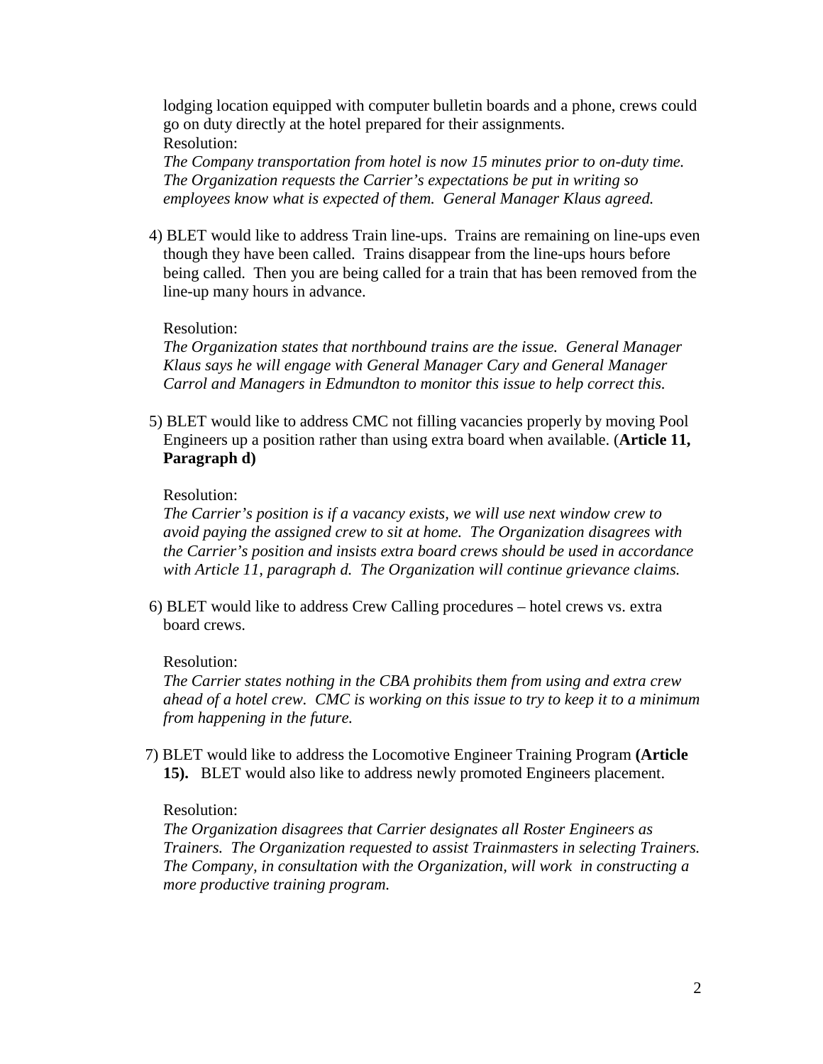lodging location equipped with computer bulletin boards and a phone, crews could go on duty directly at the hotel prepared for their assignments.
Resolution:
*The Company transportation from hotel is now 15 minutes prior to on-duty time. The Organization requests the Carrier's expectations be put in writing so employees know what is expected of them. General Manager Klaus agreed.*

4) BLET would like to address Train line-ups. Trains are remaining on line-ups even though they have been called. Trains disappear from the line-ups hours before being called. Then you are being called for a train that has been removed from the line-up many hours in advance.

Resolution:
*The Organization states that northbound trains are the issue. General Manager Klaus says he will engage with General Manager Cary and General Manager Carrol and Managers in Edmundton to monitor this issue to help correct this.*

5) BLET would like to address CMC not filling vacancies properly by moving Pool Engineers up a position rather than using extra board when available. (**Article 11, Paragraph d)**

Resolution:
*The Carrier's position is if a vacancy exists, we will use next window crew to avoid paying the assigned crew to sit at home. The Organization disagrees with the Carrier's position and insists extra board crews should be used in accordance with Article 11, paragraph d. The Organization will continue grievance claims.*

6) BLET would like to address Crew Calling procedures – hotel crews vs. extra board crews.

Resolution:
*The Carrier states nothing in the CBA prohibits them from using and extra crew ahead of a hotel crew. CMC is working on this issue to try to keep it to a minimum from happening in the future.*

7) BLET would like to address the Locomotive Engineer Training Program **(Article 15).** BLET would also like to address newly promoted Engineers placement.

Resolution:
*The Organization disagrees that Carrier designates all Roster Engineers as Trainers. The Organization requested to assist Trainmasters in selecting Trainers. The Company, in consultation with the Organization, will work in constructing a more productive training program.*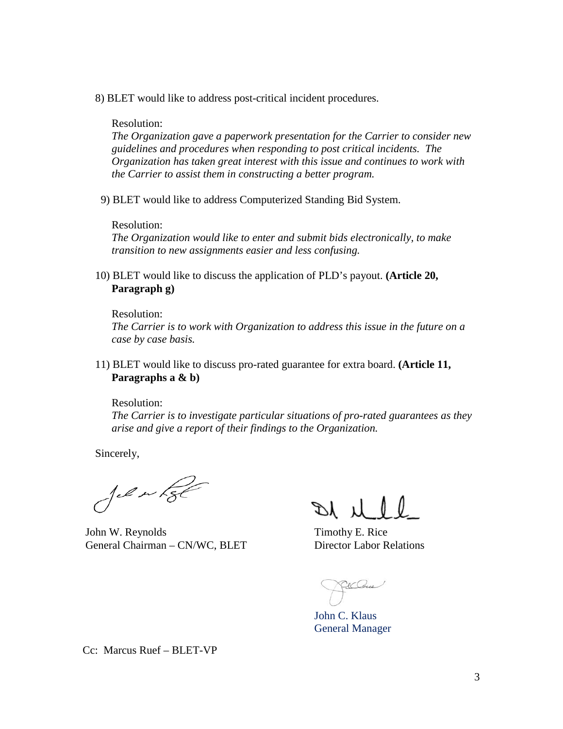8) BLET would like to address post-critical incident procedures.

Resolution:
*The Organization gave a paperwork presentation for the Carrier to consider new guidelines and procedures when responding to post critical incidents. The Organization has taken great interest with this issue and continues to work with the Carrier to assist them in constructing a better program.*

9) BLET would like to address Computerized Standing Bid System.

Resolution:
*The Organization would like to enter and submit bids electronically, to make transition to new assignments easier and less confusing.*

10) BLET would like to discuss the application of PLD's payout. **(Article 20, Paragraph g)**

Resolution:
*The Carrier is to work with Organization to address this issue in the future on a case by case basis.*

11) BLET would like to discuss pro-rated guarantee for extra board. **(Article 11, Paragraphs a & b)**

Resolution:
*The Carrier is to investigate particular situations of pro-rated guarantees as they arise and give a report of their findings to the Organization.*

Sincerely,

John W. Reynolds
General Chairman – CN/WC, BLET

Timothy E. Rice
Director Labor Relations

John C. Klaus
General Manager

Cc: Marcus Ruef – BLET-VP